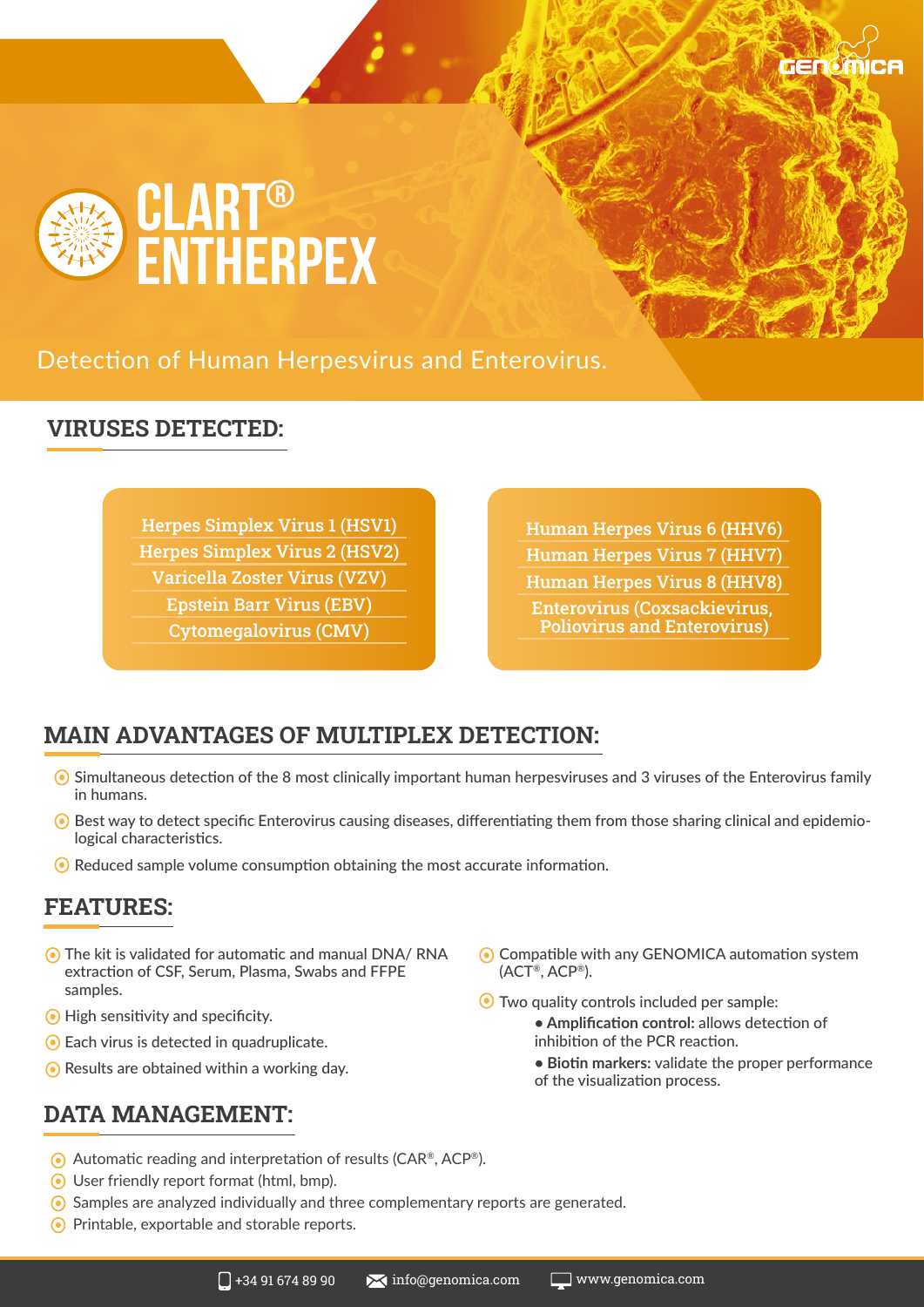# CLART® ENTHERPEX

Detection of Human Herpesvirus and Enterovirus.

## VIRUSES DETECTED:

- Herpes Simplex Virus 1 (HSV1)
- Herpes Simplex Virus 2 (HSV2)
- Varicella Zoster Virus (VZV)
- Epstein Barr Virus (EBV)
- Cytomegalovirus (CMV)
- Human Herpes Virus 6 (HHV6)
- Human Herpes Virus 7 (HHV7)
- Human Herpes Virus 8 (HHV8)
- Enterovirus (Coxsackievirus, Poliovirus and Enterovirus)

## MAIN ADVANTAGES OF MULTIPLEX DETECTION:

- Simultaneous detection of the 8 most clinically important human herpesviruses and 3 viruses of the Enterovirus family in humans.
- Best way to detect specific Enterovirus causing diseases, differentiating them from those sharing clinical and epidemiological characteristics.
- Reduced sample volume consumption obtaining the most accurate information.

## FEATURES:

- The kit is validated for automatic and manual DNA/ RNA extraction of CSF, Serum, Plasma, Swabs and FFPE samples.
- High sensitivity and specificity.
- Each virus is detected in quadruplicate.
- Results are obtained within a working day.
- Compatible with any GENOMICA automation system (ACT®, ACP®).
- Two quality controls included per sample:
  - **Amplification control:** allows detection of inhibition of the PCR reaction.
  - **Biotin markers:** validate the proper performance of the visualization process.

## DATA MANAGEMENT:

- Automatic reading and interpretation of results (CAR®, ACP®).
- User friendly report format (html, bmp).
- Samples are analyzed individually and three complementary reports are generated.
- Printable, exportable and storable reports.

+34 91 674 89 90 info@genomica.com www.genomica.com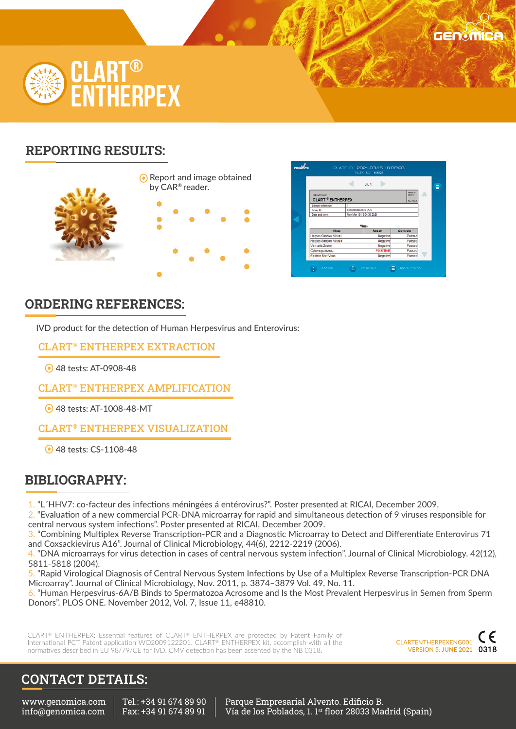# CLART® ENTHERPEX

## REPORTING RESULTS:

Report and image obtained by CAR® reader.

## ORDERING REFERENCES:

IVD product for the detection of Human Herpesvirus and Enterovirus:

### CLART® ENTHERPEX EXTRACTION

- 48 tests: AT-0908-48

### CLART® ENTHERPEX AMPLIFICATION

- 48 tests: AT-1008-48-MT

### CLART® ENTHERPEX VISUALIZATION

- 48 tests: CS-1108-48

## BIBLIOGRAPHY:

1. "L´HHV7: co-facteur des infections méningées á entérovirus?". Poster presented at RICAI, December 2009.
2. "Evaluation of a new commercial PCR-DNA microarray for rapid and simultaneous detection of 9 viruses responsible for central nervous system infections". Poster presented at RICAI, December 2009.
3. "Combining Multiplex Reverse Transcription-PCR and a Diagnostic Microarray to Detect and Differentiate Enterovirus 71 and Coxsackievirus A16". Journal of Clinical Microbiology, 44(6), 2212-2219 (2006).
4. "DNA microarrays for virus detection in cases of central nervous system infection". Journal of Clinical Microbiology. 42(12), 5811-5818 (2004).
5. "Rapid Virological Diagnosis of Central Nervous System Infections by Use of a Multiplex Reverse Transcription-PCR DNA Microarray". Journal of Clinical Microbiology, Nov. 2011, p. 3874–3879 Vol. 49, No. 11.
6. "Human Herpesvirus-6A/B Binds to Spermatozoa Acrosome and Is the Most Prevalent Herpesvirus in Semen from Sperm Donors". PLOS ONE. November 2012, Vol. 7, Issue 11, e48810.

CLART® ENTHERPEX: Essential features of CLART® ENTHERPEX are protected by Patent Family of International PCT Patent application WO2009122201. CLART® ENTHERPEX kit, accomplish with all the normatives described in EU 98/79/CE for IVD. CMV detection has been assented by the NB 0318.

CLARTENTHERPEXENG001
VERSION 5: JUNE 2021

CE 0318

## CONTACT DETAILS:

www.genomica.com
info@genomica.com

Tel.: +34 91 674 89 90
Fax: +34 91 674 89 91

Parque Empresarial Alvento. Edificio B.
Vía de los Poblados, 1. 1st floor 28033 Madrid (Spain)